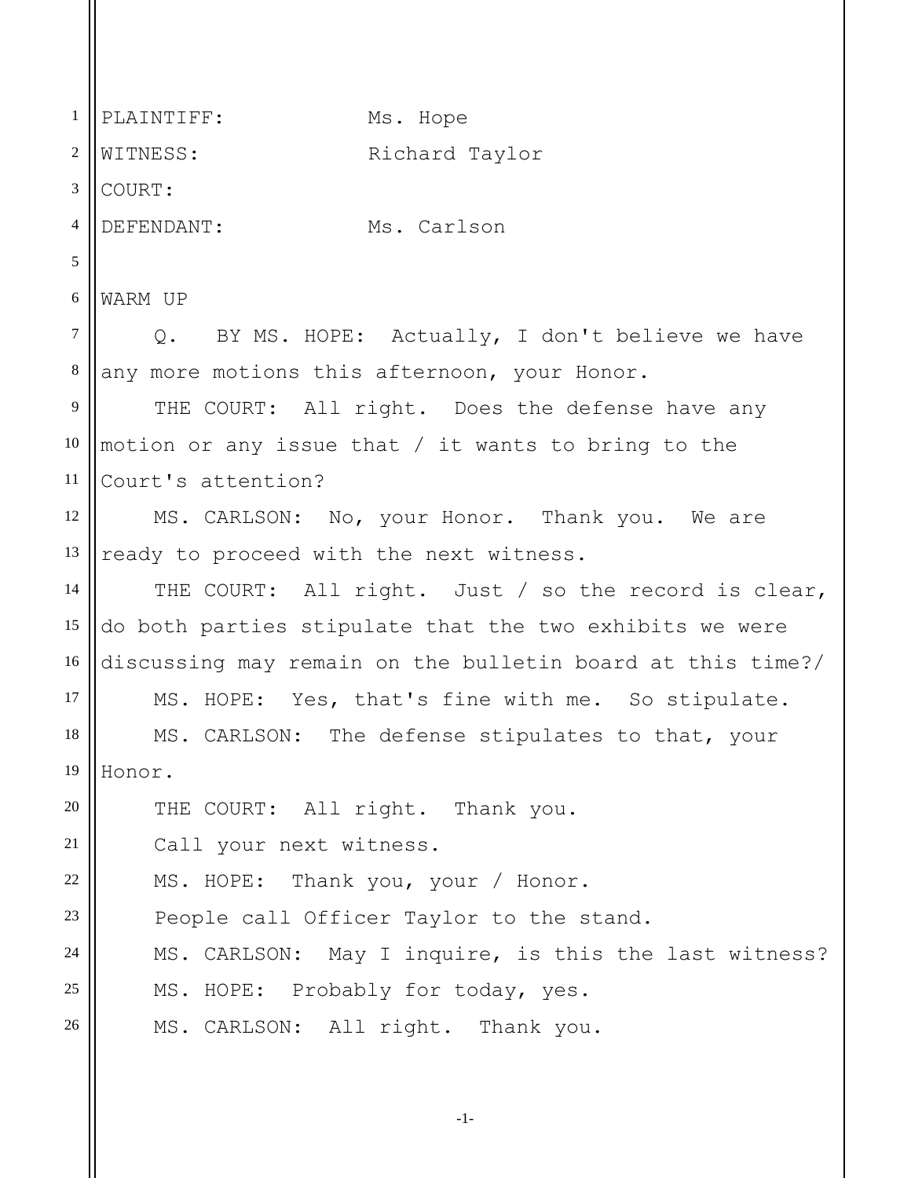PLAINTIFF: Ms. Hope

WITNESS: Richard Taylor

COURT:

DEFENDANT: Ms. Carlson

WARM UP

Q. BY MS. HOPE: Actually, I don't believe we have any more motions this afternoon, your Honor.

THE COURT: All right. Does the defense have any motion or any issue that / it wants to bring to the Court's attention?

MS. CARLSON: No, your Honor. Thank you. We are ready to proceed with the next witness.

THE COURT: All right. Just / so the record is clear, do both parties stipulate that the two exhibits we were discussing may remain on the bulletin board at this time?/

MS. HOPE: Yes, that's fine with me. So stipulate.

MS. CARLSON: The defense stipulates to that, your Honor.

THE COURT: All right. Thank you.

Call your next witness.

MS. HOPE: Thank you, your / Honor.

People call Officer Taylor to the stand.

MS. CARLSON: May I inquire, is this the last witness?

MS. HOPE: Probably for today, yes.

MS. CARLSON: All right. Thank you.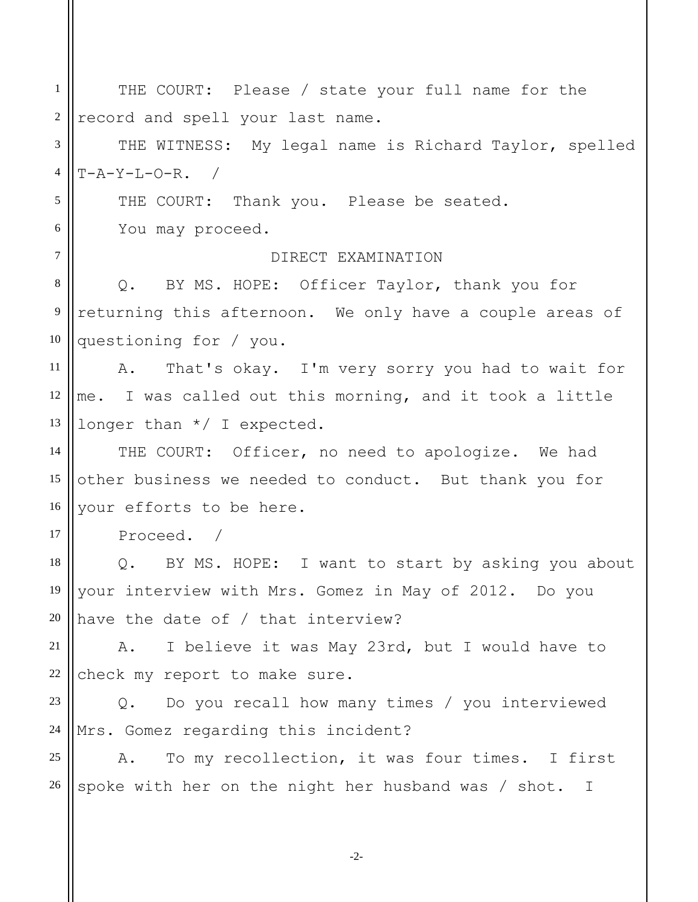THE COURT: Please / state your full name for the record and spell your last name.

THE WITNESS: My legal name is Richard Taylor, spelled T-A-Y-L-O-R. /

THE COURT: Thank you. Please be seated.

You may proceed.

DIRECT EXAMINATION

Q. BY MS. HOPE: Officer Taylor, thank you for returning this afternoon. We only have a couple areas of questioning for / you.

A. That's okay. I'm very sorry you had to wait for me. I was called out this morning, and it took a little longer than */ I expected.

THE COURT: Officer, no need to apologize. We had other business we needed to conduct. But thank you for your efforts to be here.

Proceed. /

Q. BY MS. HOPE: I want to start by asking you about your interview with Mrs. Gomez in May of 2012. Do you have the date of / that interview?

A. I believe it was May 23rd, but I would have to check my report to make sure.

Q. Do you recall how many times / you interviewed Mrs. Gomez regarding this incident?

A. To my recollection, it was four times. I first spoke with her on the night her husband was / shot. I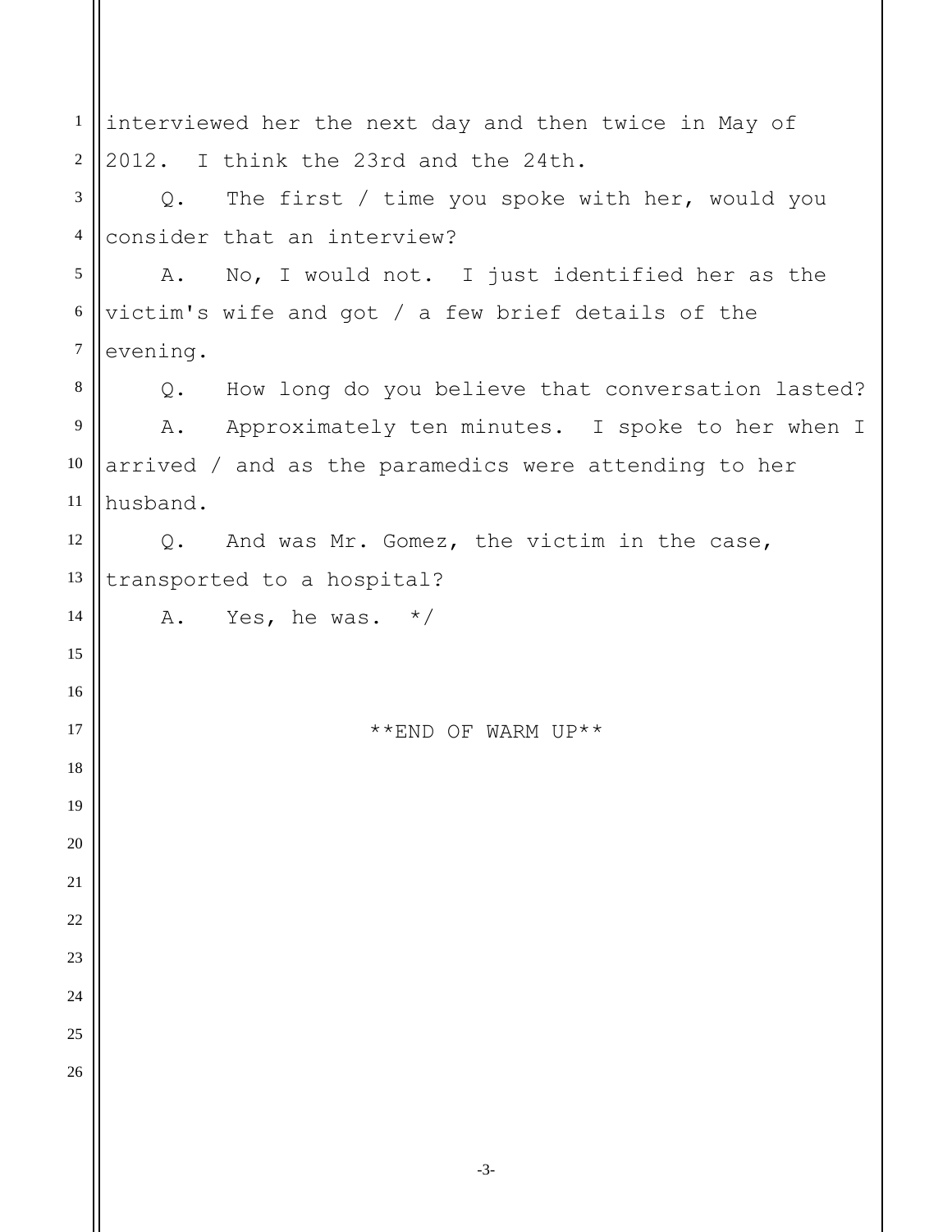interviewed her the next day and then twice in May of 2012. I think the 23rd and the 24th.

Q. The first / time you spoke with her, would you consider that an interview?

A. No, I would not. I just identified her as the victim's wife and got / a few brief details of the evening.

Q. How long do you believe that conversation lasted?

A. Approximately ten minutes. I spoke to her when I arrived / and as the paramedics were attending to her husband.

Q. And was Mr. Gomez, the victim in the case, transported to a hospital?

A. Yes, he was. */

**END OF WARM UP**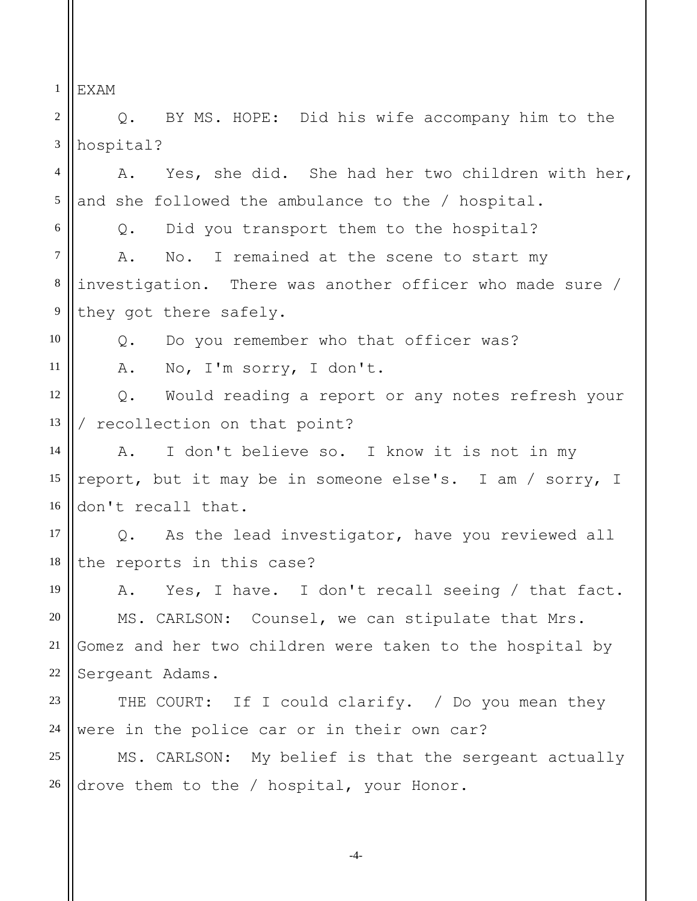EXAM

Q. BY MS. HOPE: Did his wife accompany him to the hospital?

A. Yes, she did. She had her two children with her, and she followed the ambulance to the / hospital.

Q. Did you transport them to the hospital?

A. No. I remained at the scene to start my investigation. There was another officer who made sure / they got there safely.

Q. Do you remember who that officer was?

A. No, I'm sorry, I don't.

Q. Would reading a report or any notes refresh your / recollection on that point?

A. I don't believe so. I know it is not in my report, but it may be in someone else's. I am / sorry, I don't recall that.

Q. As the lead investigator, have you reviewed all the reports in this case?

A. Yes, I have. I don't recall seeing / that fact.

MS. CARLSON: Counsel, we can stipulate that Mrs. Gomez and her two children were taken to the hospital by Sergeant Adams.

THE COURT: If I could clarify. / Do you mean they were in the police car or in their own car?

MS. CARLSON: My belief is that the sergeant actually drove them to the / hospital, your Honor.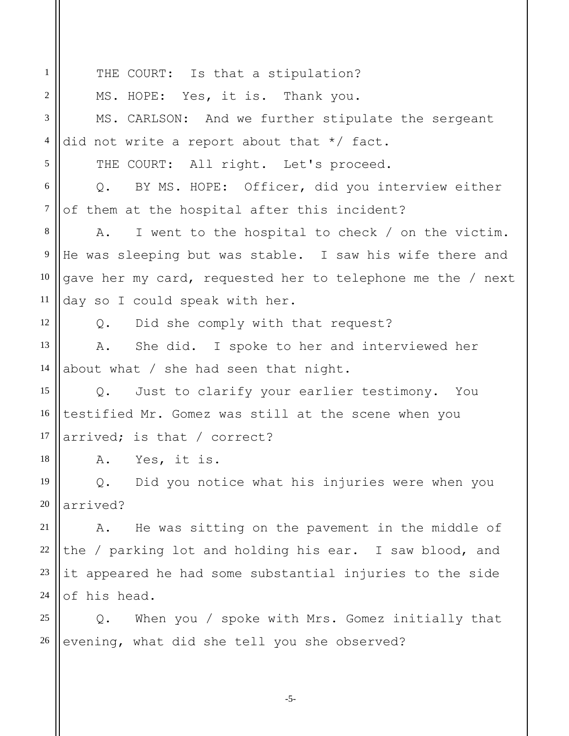THE COURT: Is that a stipulation?

MS. HOPE: Yes, it is. Thank you.

MS. CARLSON: And we further stipulate the sergeant did not write a report about that */ fact.

THE COURT: All right. Let's proceed.

Q. BY MS. HOPE: Officer, did you interview either of them at the hospital after this incident?

A. I went to the hospital to check / on the victim. He was sleeping but was stable. I saw his wife there and gave her my card, requested her to telephone me the / next day so I could speak with her.

Q. Did she comply with that request?

A. She did. I spoke to her and interviewed her about what / she had seen that night.

Q. Just to clarify your earlier testimony. You testified Mr. Gomez was still at the scene when you arrived; is that / correct?

A. Yes, it is.

Q. Did you notice what his injuries were when you arrived?

A. He was sitting on the pavement in the middle of the / parking lot and holding his ear. I saw blood, and it appeared he had some substantial injuries to the side of his head.

Q. When you / spoke with Mrs. Gomez initially that evening, what did she tell you she observed?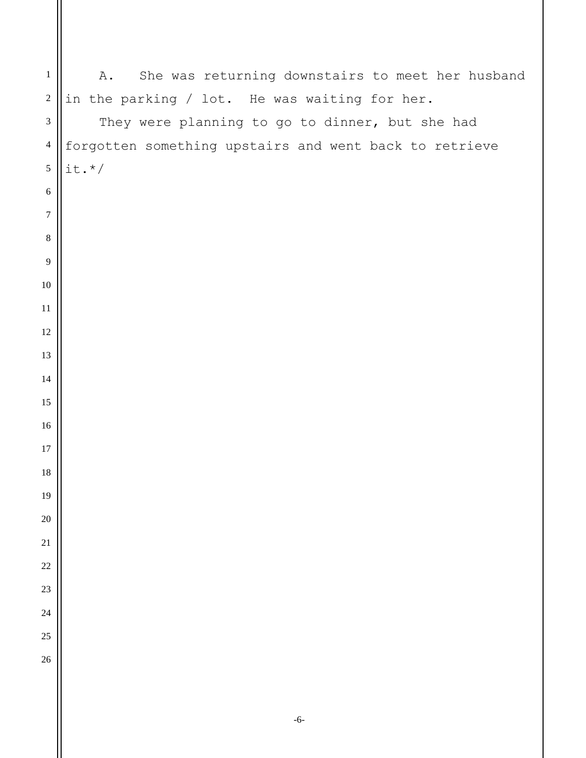A. She was returning downstairs to meet her husband in the parking / lot. He was waiting for her.

They were planning to go to dinner, but she had forgotten something upstairs and went back to retrieve it.*/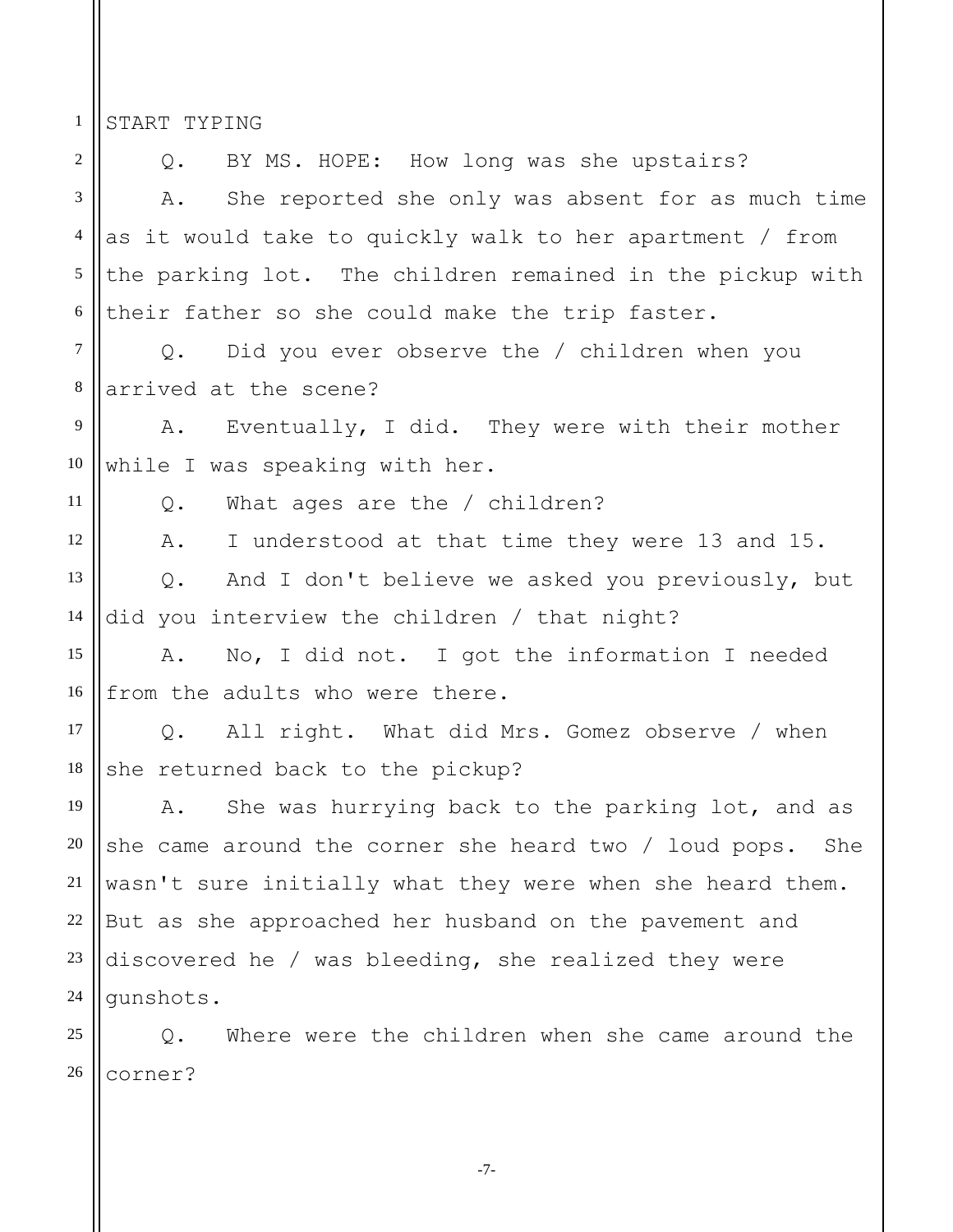START TYPING

Q. BY MS. HOPE: How long was she upstairs?

A. She reported she only was absent for as much time as it would take to quickly walk to her apartment / from the parking lot. The children remained in the pickup with their father so she could make the trip faster.

Q. Did you ever observe the / children when you arrived at the scene?

A. Eventually, I did. They were with their mother while I was speaking with her.

Q. What ages are the / children?

A. I understood at that time they were 13 and 15.

Q. And I don't believe we asked you previously, but did you interview the children / that night?

A. No, I did not. I got the information I needed from the adults who were there.

Q. All right. What did Mrs. Gomez observe / when she returned back to the pickup?

A. She was hurrying back to the parking lot, and as she came around the corner she heard two / loud pops. She wasn't sure initially what they were when she heard them. But as she approached her husband on the pavement and discovered he / was bleeding, she realized they were gunshots.

Q. Where were the children when she came around the corner?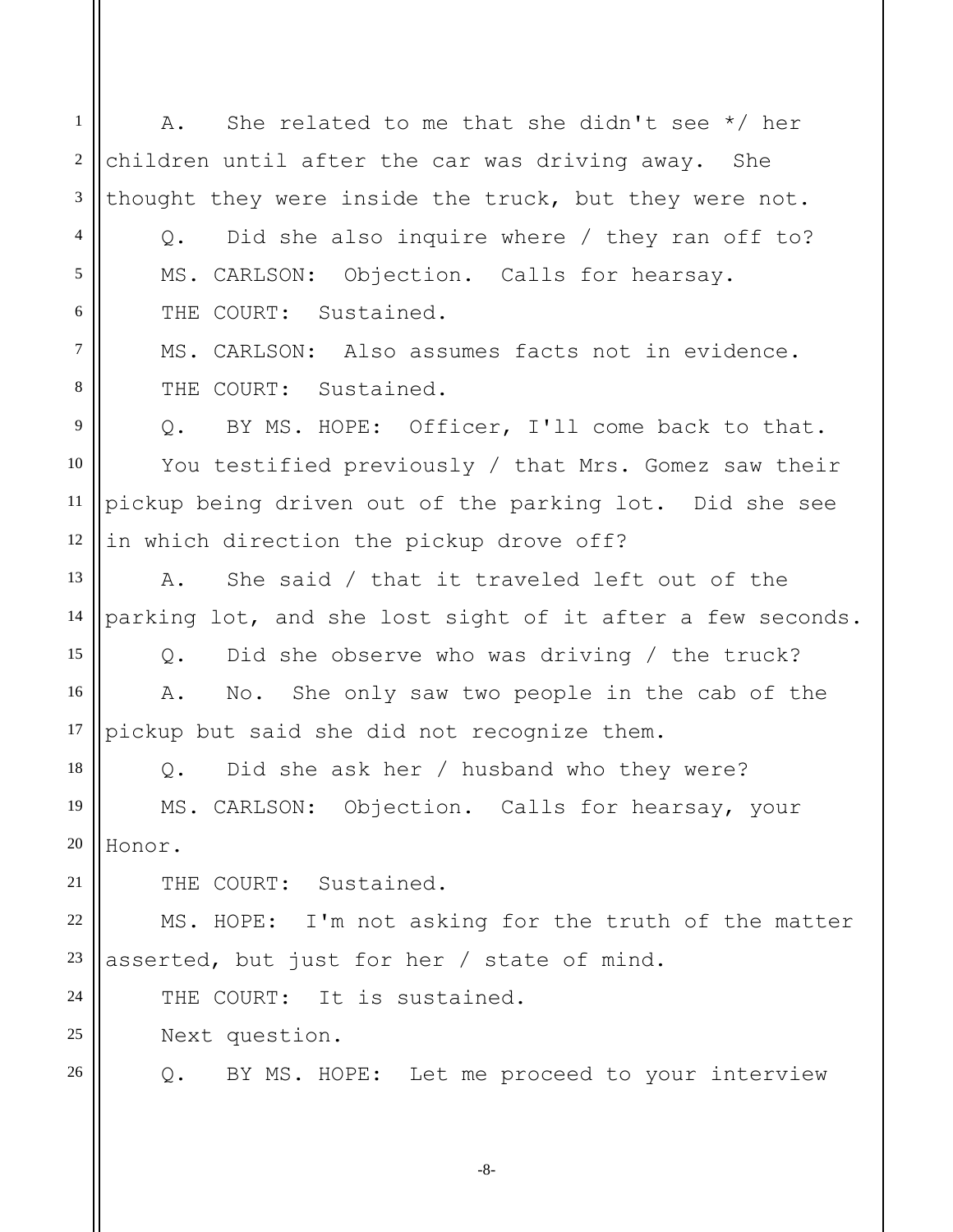A. She related to me that she didn't see */ her children until after the car was driving away. She thought they were inside the truck, but they were not.

Q. Did she also inquire where / they ran off to?

MS. CARLSON: Objection. Calls for hearsay.

THE COURT: Sustained.

MS. CARLSON: Also assumes facts not in evidence.

THE COURT: Sustained.

Q. BY MS. HOPE: Officer, I'll come back to that.

You testified previously / that Mrs. Gomez saw their pickup being driven out of the parking lot. Did she see in which direction the pickup drove off?

A. She said / that it traveled left out of the parking lot, and she lost sight of it after a few seconds.

Q. Did she observe who was driving / the truck?

A. No. She only saw two people in the cab of the pickup but said she did not recognize them.

Q. Did she ask her / husband who they were?

MS. CARLSON: Objection. Calls for hearsay, your Honor.

THE COURT: Sustained.

MS. HOPE: I'm not asking for the truth of the matter asserted, but just for her / state of mind.

THE COURT: It is sustained.

Next question.

Q. BY MS. HOPE: Let me proceed to your interview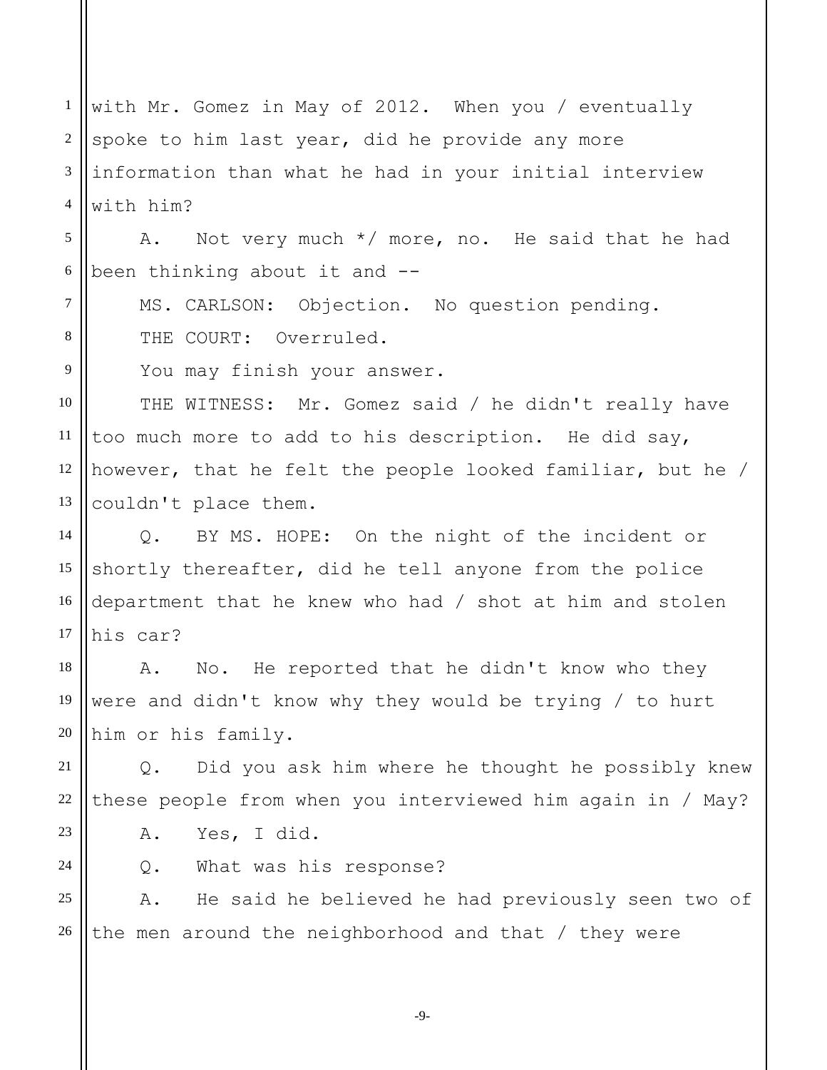with Mr. Gomez in May of 2012. When you / eventually spoke to him last year, did he provide any more information than what he had in your initial interview with him?

A. Not very much */ more, no. He said that he had been thinking about it and --

MS. CARLSON: Objection. No question pending.

THE COURT: Overruled.

You may finish your answer.

THE WITNESS: Mr. Gomez said / he didn't really have too much more to add to his description. He did say, however, that he felt the people looked familiar, but he / couldn't place them.

Q. BY MS. HOPE: On the night of the incident or shortly thereafter, did he tell anyone from the police department that he knew who had / shot at him and stolen his car?

A. No. He reported that he didn't know who they were and didn't know why they would be trying / to hurt him or his family.

Q. Did you ask him where he thought he possibly knew these people from when you interviewed him again in / May?

A. Yes, I did.

Q. What was his response?

A. He said he believed he had previously seen two of the men around the neighborhood and that / they were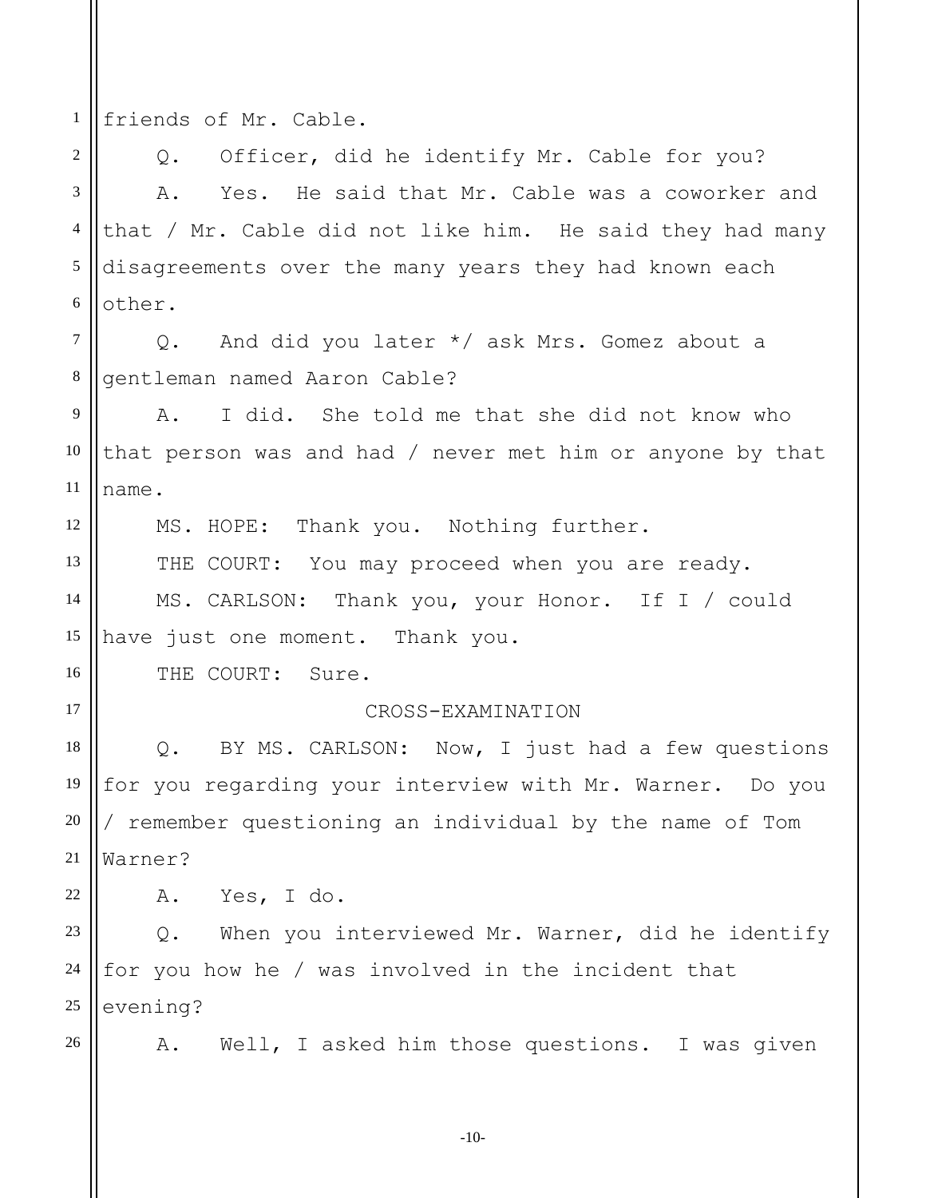friends of Mr. Cable.

Q. Officer, did he identify Mr. Cable for you?

A. Yes. He said that Mr. Cable was a coworker and that / Mr. Cable did not like him. He said they had many disagreements over the many years they had known each other.

Q. And did you later */ ask Mrs. Gomez about a gentleman named Aaron Cable?

A. I did. She told me that she did not know who that person was and had / never met him or anyone by that name.

MS. HOPE: Thank you. Nothing further.

THE COURT: You may proceed when you are ready.

MS. CARLSON: Thank you, your Honor. If I / could have just one moment. Thank you.

THE COURT: Sure.

CROSS-EXAMINATION

Q. BY MS. CARLSON: Now, I just had a few questions for you regarding your interview with Mr. Warner. Do you / remember questioning an individual by the name of Tom Warner?

A. Yes, I do.

Q. When you interviewed Mr. Warner, did he identify for you how he / was involved in the incident that evening?

A. Well, I asked him those questions. I was given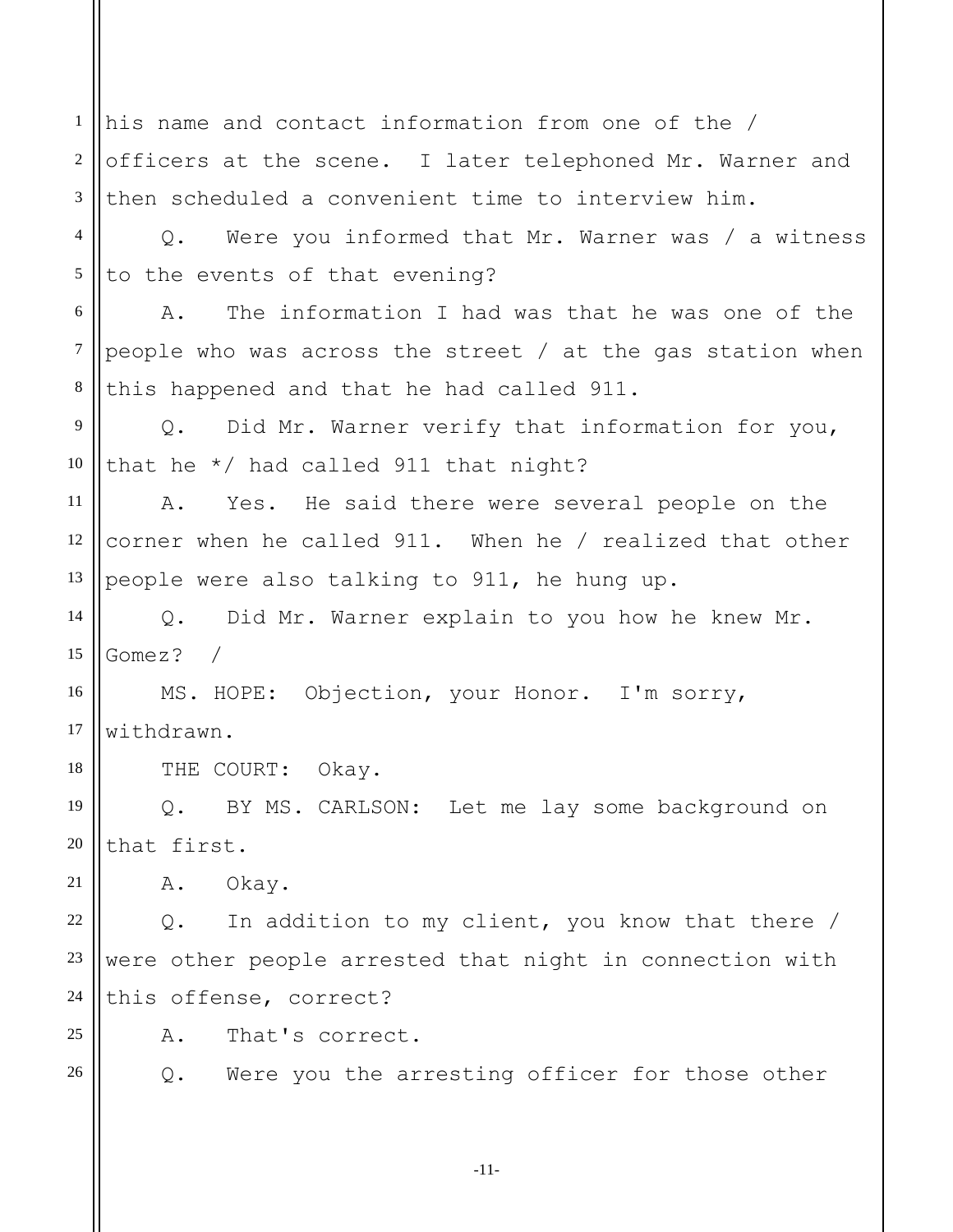his name and contact information from one of the / officers at the scene. I later telephoned Mr. Warner and then scheduled a convenient time to interview him.

Q. Were you informed that Mr. Warner was / a witness to the events of that evening?

A. The information I had was that he was one of the people who was across the street / at the gas station when this happened and that he had called 911.

Q. Did Mr. Warner verify that information for you, that he */ had called 911 that night?

A. Yes. He said there were several people on the corner when he called 911. When he / realized that other people were also talking to 911, he hung up.

Q. Did Mr. Warner explain to you how he knew Mr. Gomez? /

MS. HOPE: Objection, your Honor. I'm sorry, withdrawn.

THE COURT: Okay.

Q. BY MS. CARLSON: Let me lay some background on that first.

A. Okay.

Q. In addition to my client, you know that there / were other people arrested that night in connection with this offense, correct?

A. That's correct.

Q. Were you the arresting officer for those other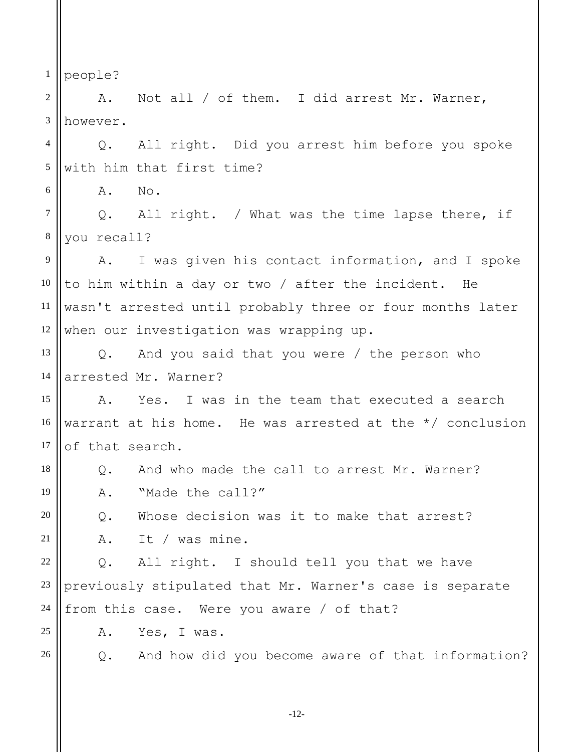people?

A. Not all / of them. I did arrest Mr. Warner, however.

Q. All right. Did you arrest him before you spoke with him that first time?

A. No.

Q. All right. / What was the time lapse there, if you recall?

A. I was given his contact information, and I spoke to him within a day or two / after the incident. He wasn't arrested until probably three or four months later when our investigation was wrapping up.

Q. And you said that you were / the person who arrested Mr. Warner?

A. Yes. I was in the team that executed a search warrant at his home. He was arrested at the */ conclusion of that search.

Q. And who made the call to arrest Mr. Warner?

A. "Made the call?"

Q. Whose decision was it to make that arrest?

A. It / was mine.

Q. All right. I should tell you that we have previously stipulated that Mr. Warner's case is separate from this case. Were you aware / of that?

A. Yes, I was.

Q. And how did you become aware of that information?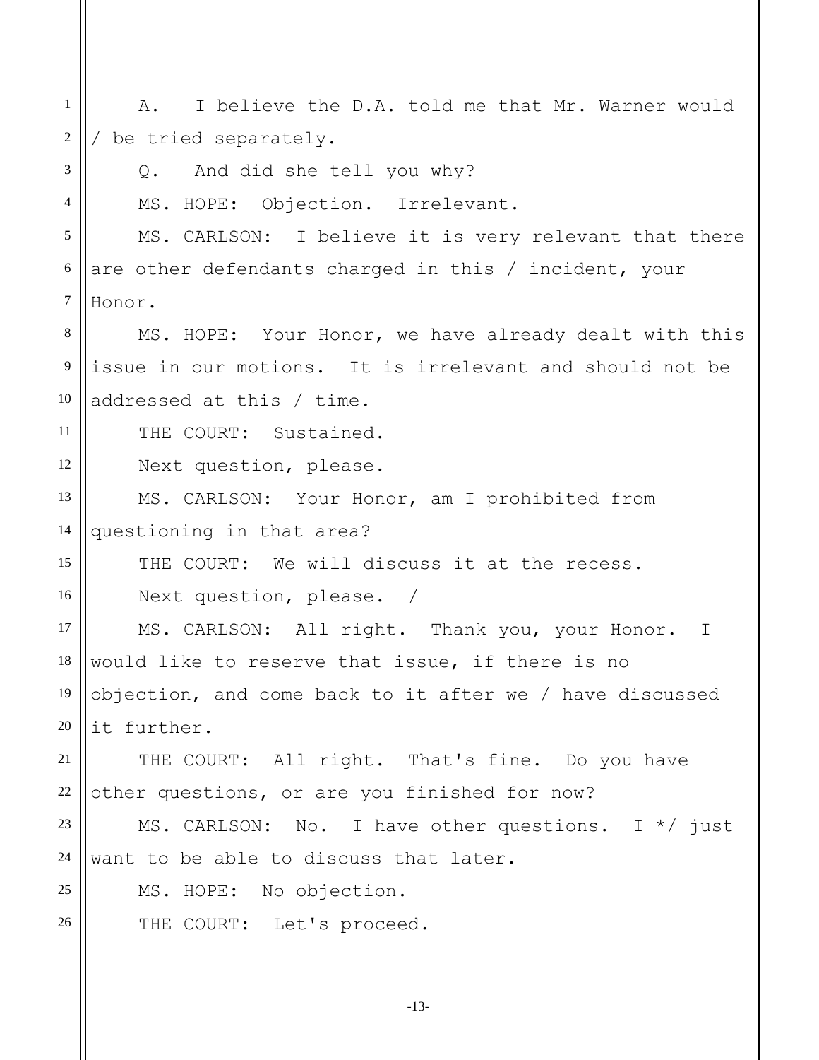A. I believe the D.A. told me that Mr. Warner would / be tried separately.

Q. And did she tell you why?

MS. HOPE: Objection. Irrelevant.

MS. CARLSON: I believe it is very relevant that there are other defendants charged in this / incident, your Honor.

MS. HOPE: Your Honor, we have already dealt with this issue in our motions. It is irrelevant and should not be addressed at this / time.

THE COURT: Sustained.

Next question, please.

MS. CARLSON: Your Honor, am I prohibited from questioning in that area?

THE COURT: We will discuss it at the recess.

Next question, please. /

MS. CARLSON: All right. Thank you, your Honor. I would like to reserve that issue, if there is no objection, and come back to it after we / have discussed it further.

THE COURT: All right. That's fine. Do you have other questions, or are you finished for now?

MS. CARLSON: No. I have other questions. I */ just want to be able to discuss that later.

MS. HOPE: No objection.

THE COURT: Let's proceed.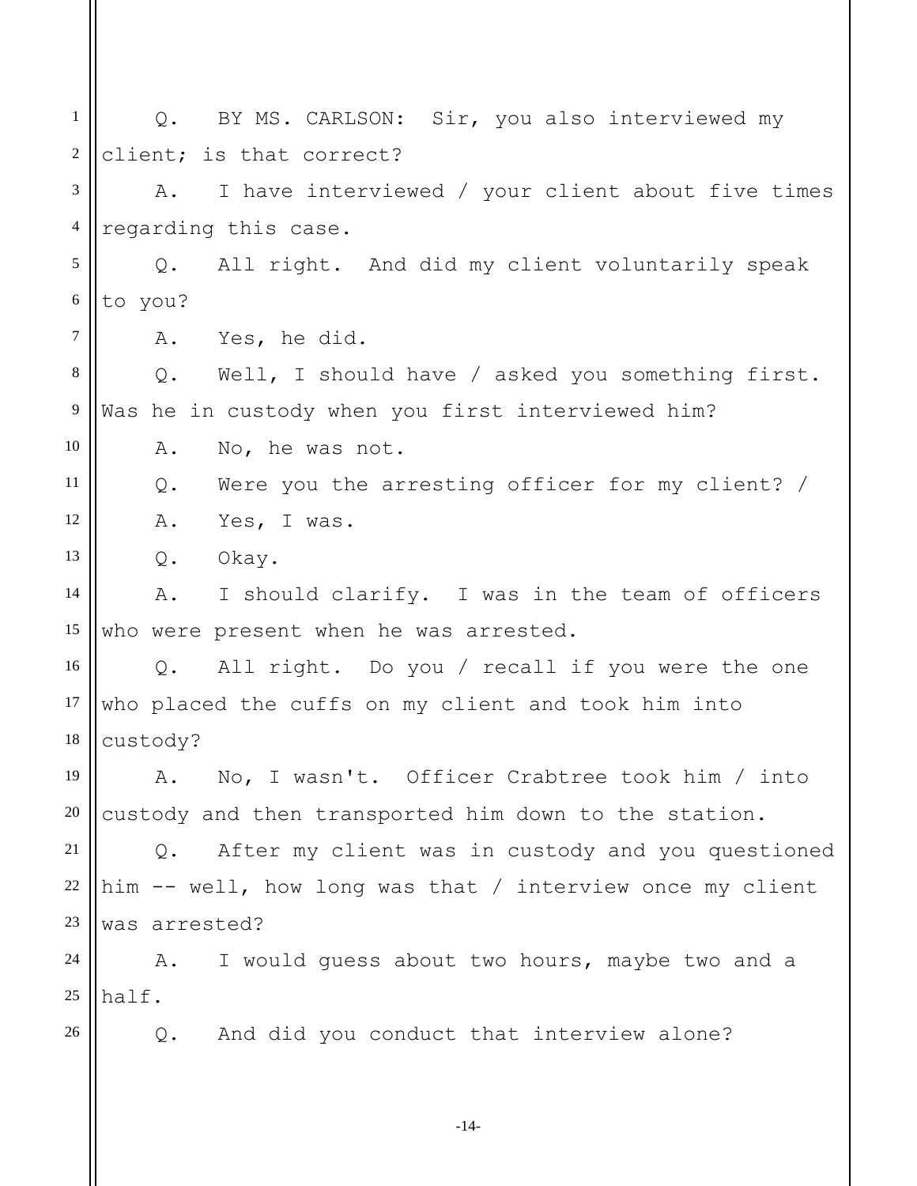Q. BY MS. CARLSON: Sir, you also interviewed my client; is that correct?

A. I have interviewed / your client about five times regarding this case.

Q. All right. And did my client voluntarily speak to you?

A. Yes, he did.

Q. Well, I should have / asked you something first. Was he in custody when you first interviewed him?

A. No, he was not.

Q. Were you the arresting officer for my client? /

A. Yes, I was.

Q. Okay.

A. I should clarify. I was in the team of officers who were present when he was arrested.

Q. All right. Do you / recall if you were the one who placed the cuffs on my client and took him into custody?

A. No, I wasn't. Officer Crabtree took him / into custody and then transported him down to the station.

Q. After my client was in custody and you questioned him -- well, how long was that / interview once my client was arrested?

A. I would guess about two hours, maybe two and a half.

Q. And did you conduct that interview alone?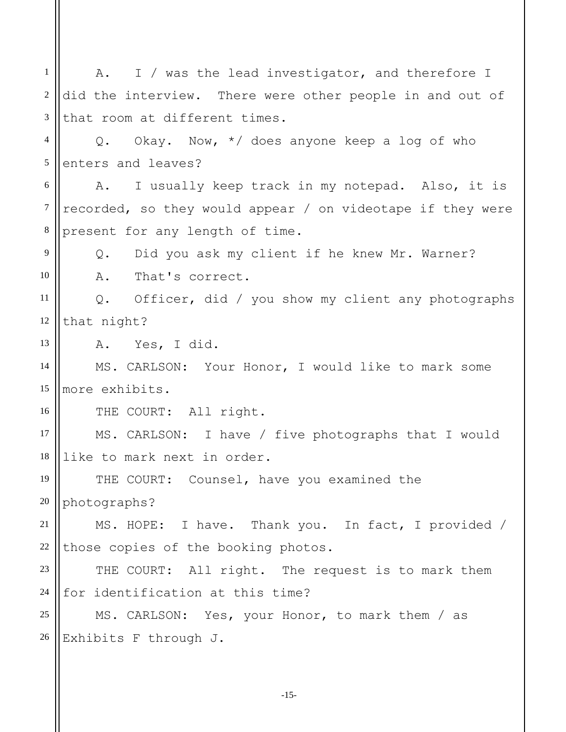A. I / was the lead investigator, and therefore I did the interview. There were other people in and out of that room at different times.

Q. Okay. Now, */ does anyone keep a log of who enters and leaves?

A. I usually keep track in my notepad. Also, it is recorded, so they would appear / on videotape if they were present for any length of time.

Q. Did you ask my client if he knew Mr. Warner?

A. That's correct.

Q. Officer, did / you show my client any photographs that night?

A. Yes, I did.

MS. CARLSON: Your Honor, I would like to mark some more exhibits.

THE COURT: All right.

MS. CARLSON: I have / five photographs that I would like to mark next in order.

THE COURT: Counsel, have you examined the photographs?

MS. HOPE: I have. Thank you. In fact, I provided / those copies of the booking photos.

THE COURT: All right. The request is to mark them for identification at this time?

MS. CARLSON: Yes, your Honor, to mark them / as Exhibits F through J.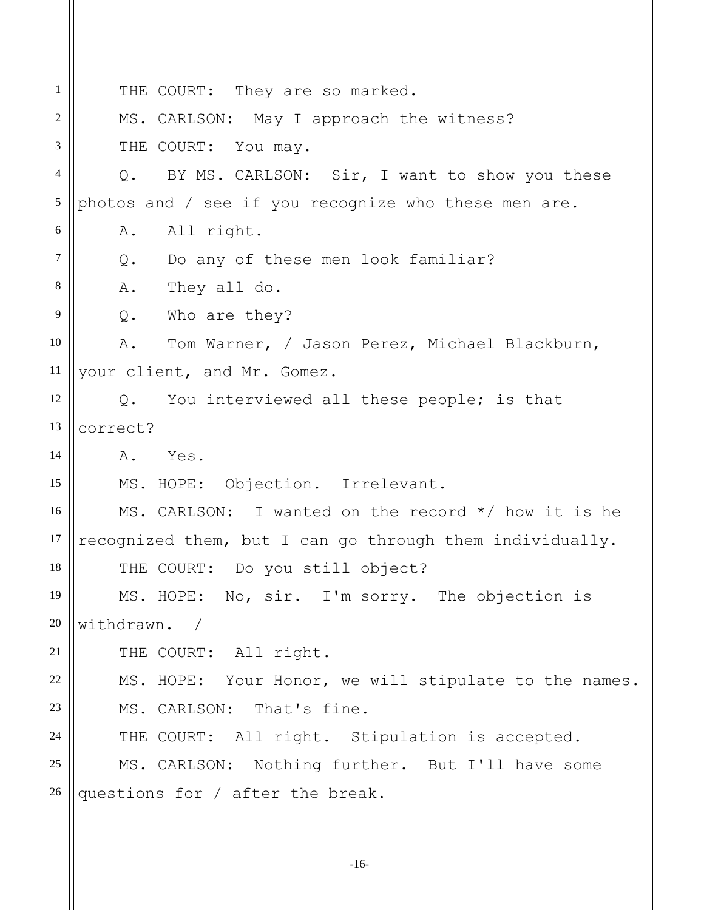THE COURT: They are so marked.

MS. CARLSON: May I approach the witness?

THE COURT: You may.

Q. BY MS. CARLSON: Sir, I want to show you these photos and / see if you recognize who these men are.

A. All right.

Q. Do any of these men look familiar?

A. They all do.

Q. Who are they?

A. Tom Warner, / Jason Perez, Michael Blackburn, your client, and Mr. Gomez.

Q. You interviewed all these people; is that correct?

A. Yes.

MS. HOPE: Objection. Irrelevant.

MS. CARLSON: I wanted on the record */ how it is he recognized them, but I can go through them individually.

THE COURT: Do you still object?

MS. HOPE: No, sir. I'm sorry. The objection is withdrawn. /

THE COURT: All right.

MS. HOPE: Your Honor, we will stipulate to the names.

MS. CARLSON: That's fine.

THE COURT: All right. Stipulation is accepted.

MS. CARLSON: Nothing further. But I'll have some questions for / after the break.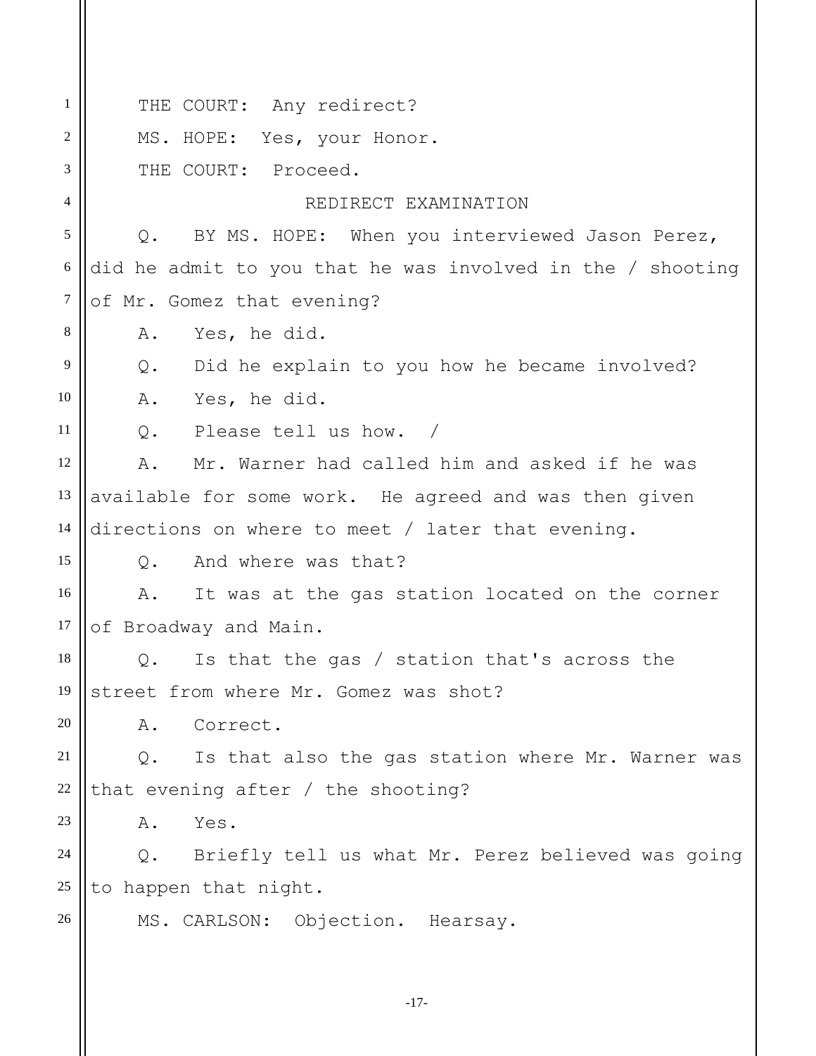THE COURT: Any redirect?

MS. HOPE: Yes, your Honor.

THE COURT: Proceed.

REDIRECT EXAMINATION

Q. BY MS. HOPE: When you interviewed Jason Perez, did he admit to you that he was involved in the / shooting of Mr. Gomez that evening?

A. Yes, he did.

Q. Did he explain to you how he became involved?

A. Yes, he did.

Q. Please tell us how. /

A. Mr. Warner had called him and asked if he was available for some work. He agreed and was then given directions on where to meet / later that evening.

Q. And where was that?

A. It was at the gas station located on the corner of Broadway and Main.

Q. Is that the gas / station that's across the street from where Mr. Gomez was shot?

A. Correct.

Q. Is that also the gas station where Mr. Warner was that evening after / the shooting?

A. Yes.

Q. Briefly tell us what Mr. Perez believed was going to happen that night.

MS. CARLSON: Objection. Hearsay.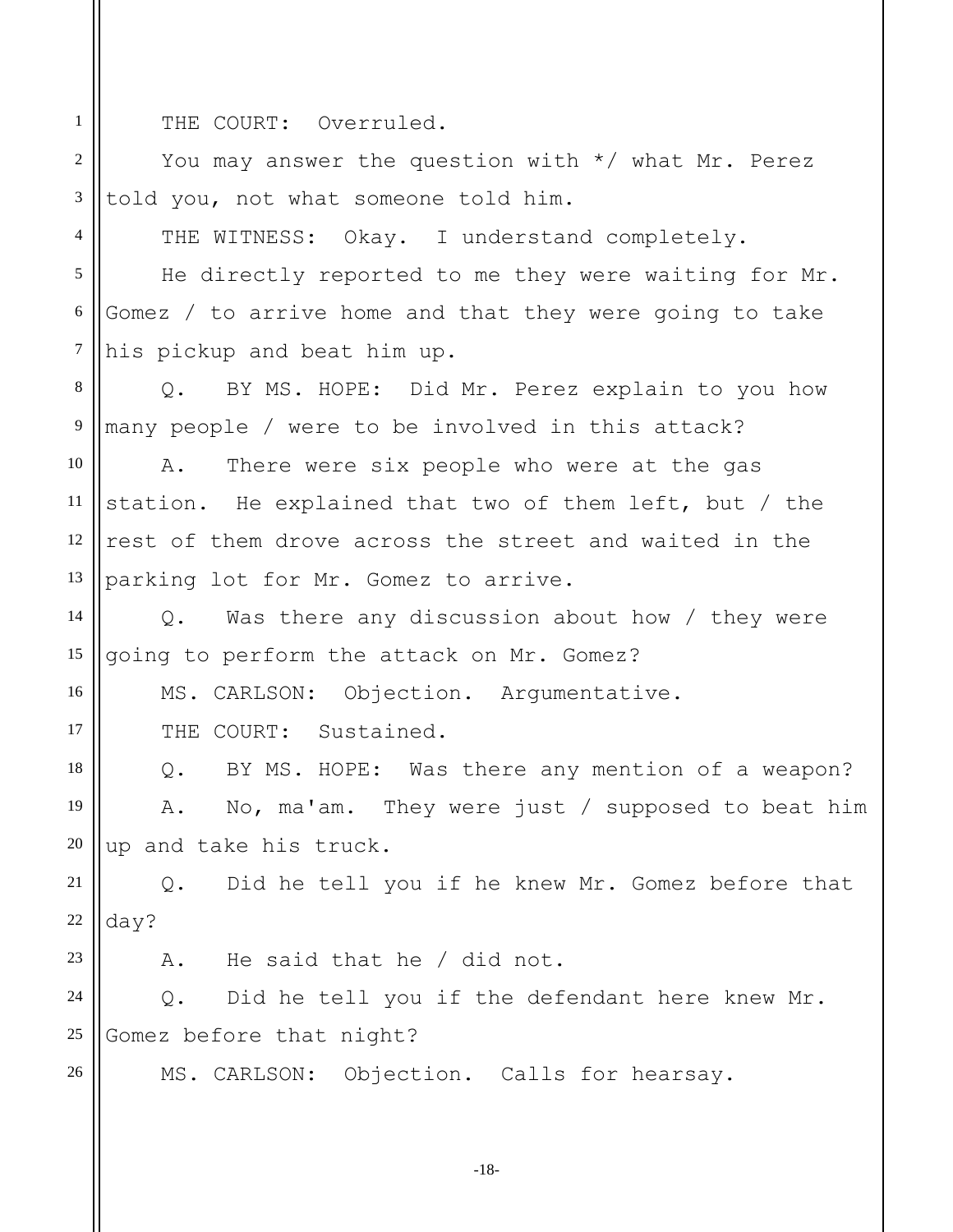THE COURT: Overruled.

You may answer the question with */ what Mr. Perez told you, not what someone told him.

THE WITNESS: Okay. I understand completely.

He directly reported to me they were waiting for Mr. Gomez / to arrive home and that they were going to take his pickup and beat him up.

Q. BY MS. HOPE: Did Mr. Perez explain to you how many people / were to be involved in this attack?

A. There were six people who were at the gas station. He explained that two of them left, but / the rest of them drove across the street and waited in the parking lot for Mr. Gomez to arrive.

Q. Was there any discussion about how / they were going to perform the attack on Mr. Gomez?

MS. CARLSON: Objection. Argumentative.

THE COURT: Sustained.

Q. BY MS. HOPE: Was there any mention of a weapon?

A. No, ma'am. They were just / supposed to beat him up and take his truck.

Q. Did he tell you if he knew Mr. Gomez before that day?

A. He said that he / did not.

Q. Did he tell you if the defendant here knew Mr. Gomez before that night?

MS. CARLSON: Objection. Calls for hearsay.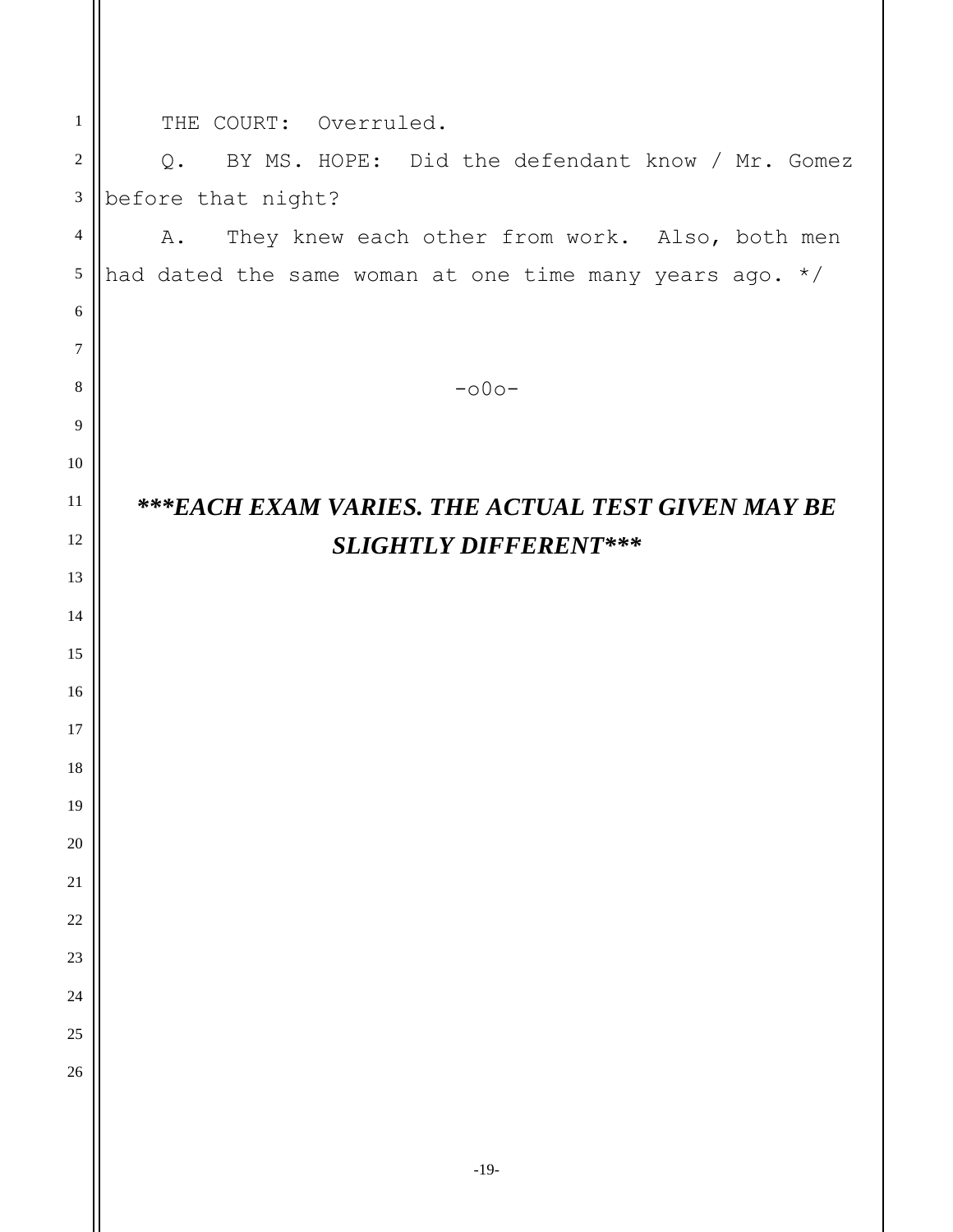THE COURT: Overruled.

Q. BY MS. HOPE: Did the defendant know / Mr. Gomez before that night?

A. They knew each other from work. Also, both men had dated the same woman at one time many years ago. */

-o0o-

***EACH EXAM VARIES. THE ACTUAL TEST GIVEN MAY BE SLIGHTLY DIFFERENT***